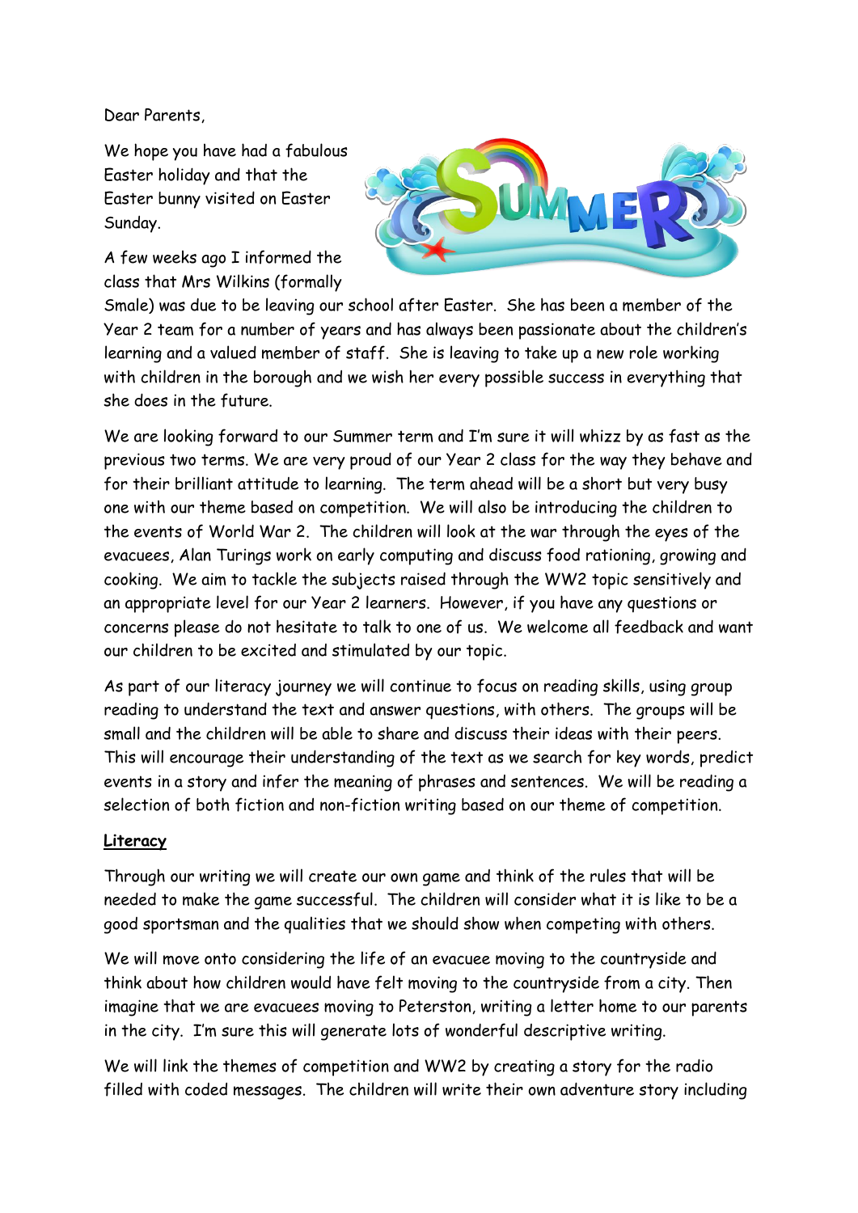Dear Parents,

We hope you have had a fabulous Easter holiday and that the Easter bunny visited on Easter Sunday.

A few weeks ago I informed the class that Mrs Wilkins (formally Smale) was due to be leaving our school after Easter. She has been a member of the Year 2 team for a number of years and has always been passionate about the children's learning and a valued member of staff. She is leaving to take up a new role working with children in the borough and we wish her every possible success in everything that she does in the future.

We are looking forward to our Summer term and I'm sure it will whizz by as fast as the previous two terms. We are very proud of our Year 2 class for the way they behave and for their brilliant attitude to learning. The term ahead will be a short but very busy one with our theme based on competition. We will also be introducing the children to the events of World War 2. The children will look at the war through the eyes of the evacuees, Alan Turings work on early computing and discuss food rationing, growing and cooking. We aim to tackle the subjects raised through the WW2 topic sensitively and an appropriate level for our Year 2 learners. However, if you have any questions or concerns please do not hesitate to talk to one of us. We welcome all feedback and want our children to be excited and stimulated by our topic.

As part of our literacy journey we will continue to focus on reading skills, using group reading to understand the text and answer questions, with others. The groups will be small and the children will be able to share and discuss their ideas with their peers. This will encourage their understanding of the text as we search for key words, predict events in a story and infer the meaning of phrases and sentences. We will be reading a selection of both fiction and non-fiction writing based on our theme of competition.

**Literacy**

Through our writing we will create our own game and think of the rules that will be needed to make the game successful. The children will consider what it is like to be a good sportsman and the qualities that we should show when competing with others.

We will move onto considering the life of an evacuee moving to the countryside and think about how children would have felt moving to the countryside from a city. Then imagine that we are evacuees moving to Peterston, writing a letter home to our parents in the city. I'm sure this will generate lots of wonderful descriptive writing.

We will link the themes of competition and WW2 by creating a story for the radio filled with coded messages. The children will write their own adventure story including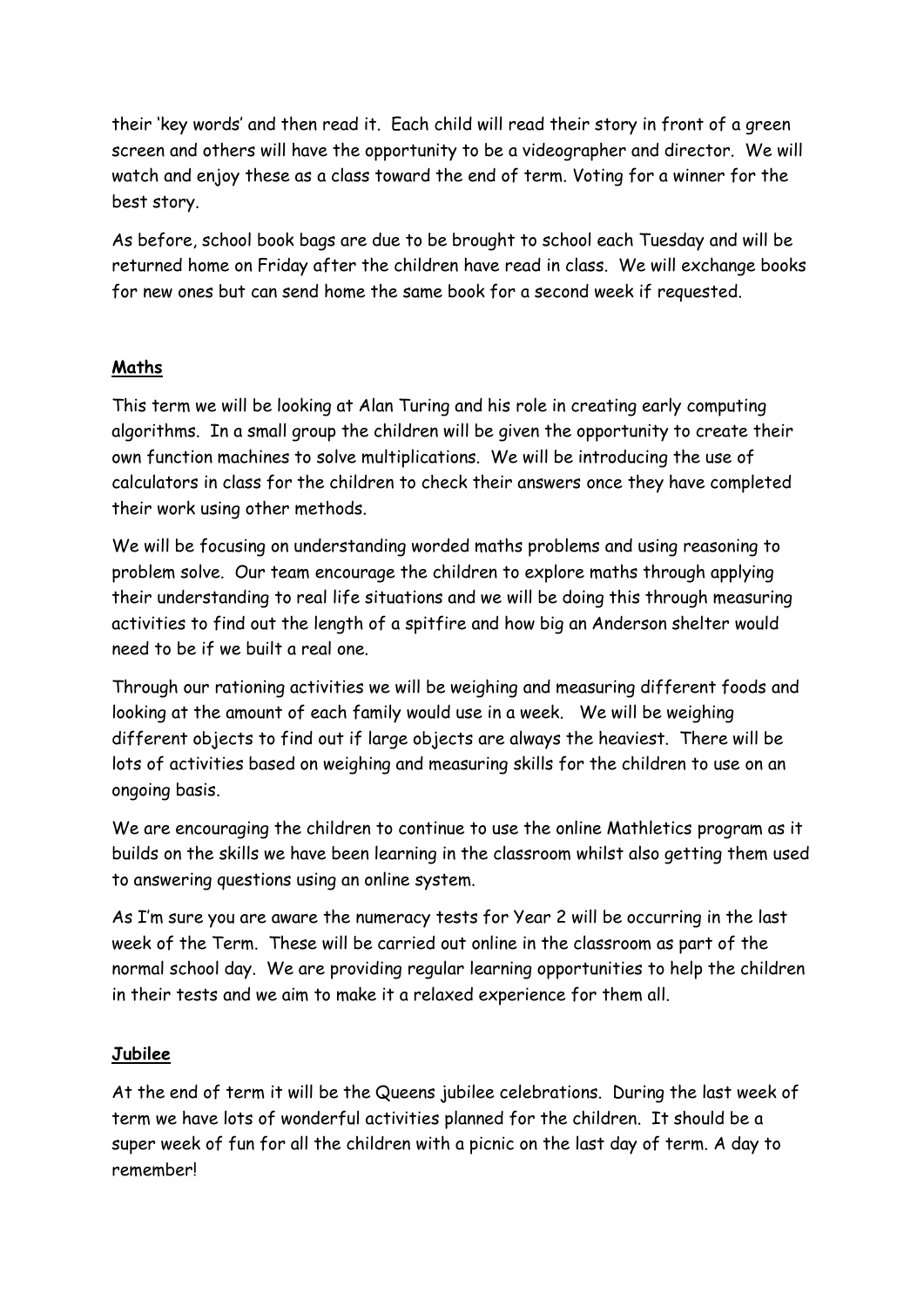their 'key words' and then read it. Each child will read their story in front of a green screen and others will have the opportunity to be a videographer and director. We will watch and enjoy these as a class toward the end of term. Voting for a winner for the best story.

As before, school book bags are due to be brought to school each Tuesday and will be returned home on Friday after the children have read in class. We will exchange books for new ones but can send home the same book for a second week if requested.

## Maths

This term we will be looking at Alan Turing and his role in creating early computing algorithms. In a small group the children will be given the opportunity to create their own function machines to solve multiplications. We will be introducing the use of calculators in class for the children to check their answers once they have completed their work using other methods.

We will be focusing on understanding worded maths problems and using reasoning to problem solve. Our team encourage the children to explore maths through applying their understanding to real life situations and we will be doing this through measuring activities to find out the length of a spitfire and how big an Anderson shelter would need to be if we built a real one.

Through our rationing activities we will be weighing and measuring different foods and looking at the amount of each family would use in a week. We will be weighing different objects to find out if large objects are always the heaviest. There will be lots of activities based on weighing and measuring skills for the children to use on an ongoing basis.

We are encouraging the children to continue to use the online Mathletics program as it builds on the skills we have been learning in the classroom whilst also getting them used to answering questions using an online system.

As I'm sure you are aware the numeracy tests for Year 2 will be occurring in the last week of the Term. These will be carried out online in the classroom as part of the normal school day. We are providing regular learning opportunities to help the children in their tests and we aim to make it a relaxed experience for them all.

## Jubilee

At the end of term it will be the Queens jubilee celebrations. During the last week of term we have lots of wonderful activities planned for the children. It should be a super week of fun for all the children with a picnic on the last day of term. A day to remember!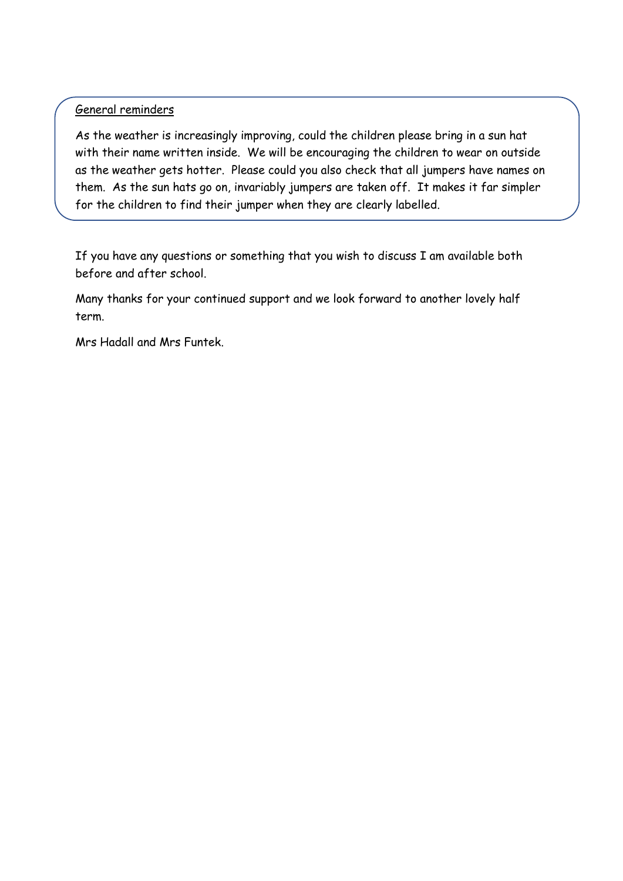General reminders

As the weather is increasingly improving, could the children please bring in a sun hat with their name written inside. We will be encouraging the children to wear on outside as the weather gets hotter. Please could you also check that all jumpers have names on them. As the sun hats go on, invariably jumpers are taken off. It makes it far simpler for the children to find their jumper when they are clearly labelled.

If you have any questions or something that you wish to discuss I am available both before and after school.

Many thanks for your continued support and we look forward to another lovely half term.

Mrs Hadall and Mrs Funtek.